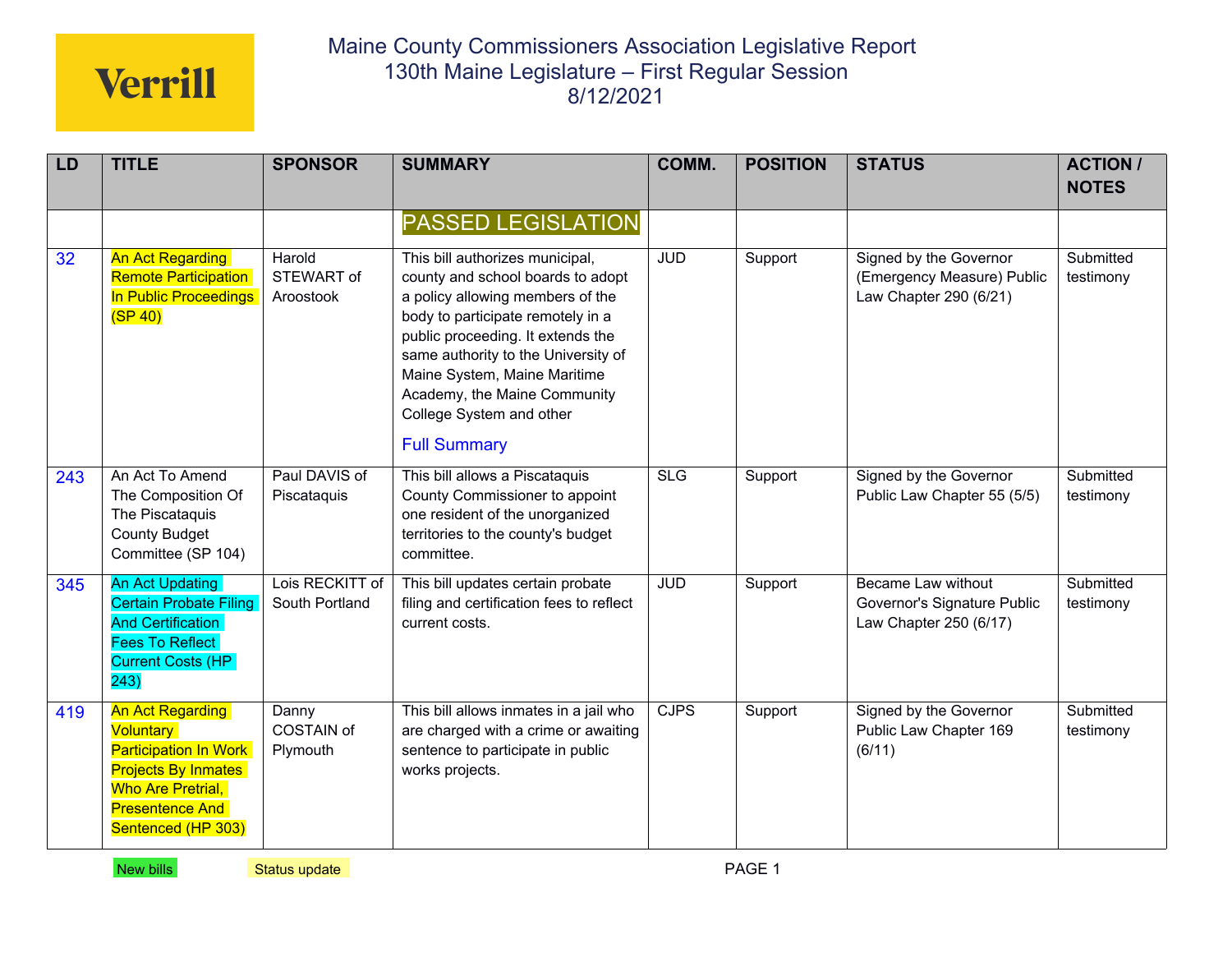Verrill

# Maine County Commissioners Association Legislative Report
## 130th Maine Legislature – First Regular Session
## 8/12/2021

| LD | TITLE | SPONSOR | SUMMARY | COMM. | POSITION | STATUS | ACTION / NOTES |
|---|---|---|---|---|---|---|---|
| | | | PASSED LEGISLATION | | | | |
| 32 | An Act Regarding Remote Participation In Public Proceedings (SP 40) | Harold STEWART of Aroostook | This bill authorizes municipal, county and school boards to adopt a policy allowing members of the body to participate remotely in a public proceeding. It extends the same authority to the University of Maine System, Maine Maritime Academy, the Maine Community College System and other<br><br>Full Summary | JUD | Support | Signed by the Governor (Emergency Measure) Public Law Chapter 290 (6/21) | Submitted testimony |
| 243 | An Act To Amend The Composition Of The Piscataquis County Budget Committee (SP 104) | Paul DAVIS of Piscataquis | This bill allows a Piscataquis County Commissioner to appoint one resident of the unorganized territories to the county's budget committee. | SLG | Support | Signed by the Governor Public Law Chapter 55 (5/5) | Submitted testimony |
| 345 | An Act Updating Certain Probate Filing And Certification Fees To Reflect Current Costs (HP 243) | Lois RECKITT of South Portland | This bill updates certain probate filing and certification fees to reflect current costs. | JUD | Support | Became Law without Governor's Signature Public Law Chapter 250 (6/17) | Submitted testimony |
| 419 | An Act Regarding Voluntary Participation In Work Projects By Inmates Who Are Pretrial, Presentence And Sentenced (HP 303) | Danny COSTAIN of Plymouth | This bill allows inmates in a jail who are charged with a crime or awaiting sentence to participate in public works projects. | CJPS | Support | Signed by the Governor Public Law Chapter 169 (6/11) | Submitted testimony |

New bills &nbsp;&nbsp;&nbsp; Status update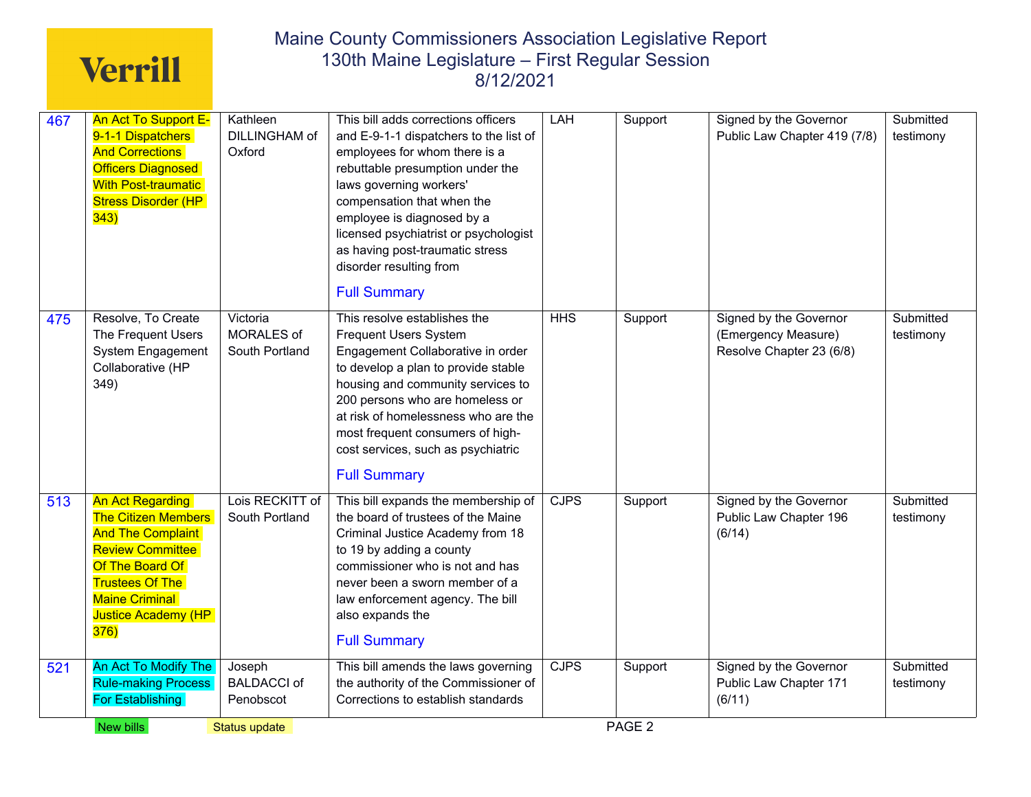| 467 | An Act To Support E-9-1-1 Dispatchers And Corrections Officers Diagnosed With Post-traumatic Stress Disorder (HP 343) | Kathleen DILLINGHAM of Oxford | This bill adds corrections officers and E-9-1-1 dispatchers to the list of employees for whom there is a rebuttable presumption under the laws governing workers' compensation that when the employee is diagnosed by a licensed psychiatrist or psychologist as having post-traumatic stress disorder resulting from<br><br>Full Summary | LAH | Support | Signed by the Governor Public Law Chapter 419 (7/8) | Submitted testimony |
|---|---|---|---|---|---|---|---|
| 475 | Resolve, To Create The Frequent Users System Engagement Collaborative (HP 349) | Victoria MORALES of South Portland | This resolve establishes the Frequent Users System Engagement Collaborative in order to develop a plan to provide stable housing and community services to 200 persons who are homeless or at risk of homelessness who are the most frequent consumers of high-cost services, such as psychiatric<br><br>Full Summary | HHS | Support | Signed by the Governor (Emergency Measure) Resolve Chapter 23 (6/8) | Submitted testimony |
| 513 | An Act Regarding The Citizen Members And The Complaint Review Committee Of The Board Of Trustees Of The Maine Criminal Justice Academy (HP 376) | Lois RECKITT of South Portland | This bill expands the membership of the board of trustees of the Maine Criminal Justice Academy from 18 to 19 by adding a county commissioner who is not and has never been a sworn member of a law enforcement agency. The bill also expands the<br><br>Full Summary | CJPS | Support | Signed by the Governor Public Law Chapter 196 (6/14) | Submitted testimony |
| 521 | An Act To Modify The Rule-making Process For Establishing | Joseph BALDACCI of Penobscot | This bill amends the laws governing the authority of the Commissioner of Corrections to establish standards | CJPS | Support | Signed by the Governor Public Law Chapter 171 (6/11) | Submitted testimony |

New bills    Status update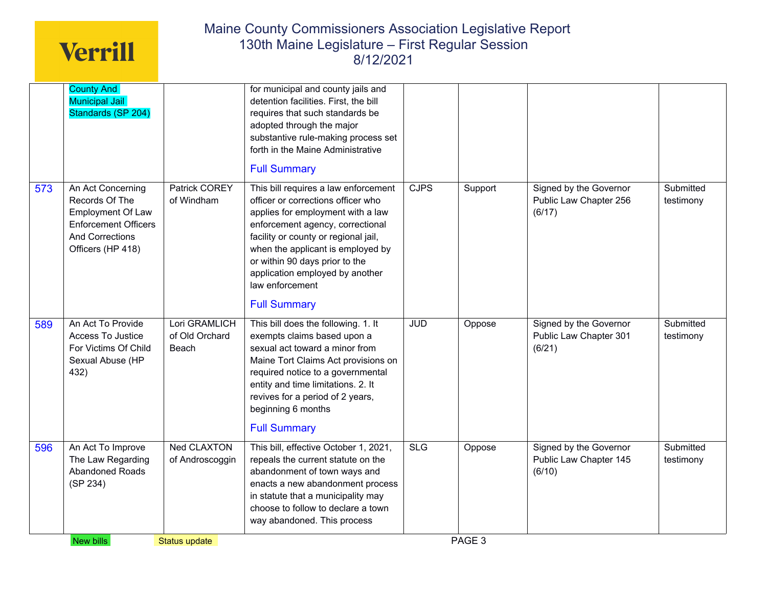| | | | | | | | |
|---|---|---|---|---|---|---|---|
| | County And Municipal Jail Standards (SP 204) | | for municipal and county jails and detention facilities. First, the bill requires that such standards be adopted through the major substantive rule-making process set forth in the Maine Administrative<br><br>Full Summary | | | | |
| 573 | An Act Concerning Records Of The Employment Of Law Enforcement Officers And Corrections Officers (HP 418) | Patrick COREY of Windham | This bill requires a law enforcement officer or corrections officer who applies for employment with a law enforcement agency, correctional facility or county or regional jail, when the applicant is employed by or within 90 days prior to the application employed by another law enforcement<br><br>Full Summary | CJPS | Support | Signed by the Governor Public Law Chapter 256 (6/17) | Submitted testimony |
| 589 | An Act To Provide Access To Justice For Victims Of Child Sexual Abuse (HP 432) | Lori GRAMLICH of Old Orchard Beach | This bill does the following. 1. It exempts claims based upon a sexual act toward a minor from Maine Tort Claims Act provisions on required notice to a governmental entity and time limitations. 2. It revives for a period of 2 years, beginning 6 months<br><br>Full Summary | JUD | Oppose | Signed by the Governor Public Law Chapter 301 (6/21) | Submitted testimony |
| 596 | An Act To Improve The Law Regarding Abandoned Roads (SP 234) | Ned CLAXTON of Androscoggin | This bill, effective October 1, 2021, repeals the current statute on the abandonment of town ways and enacts a new abandonment process in statute that a municipality may choose to follow to declare a town way abandoned. This process | SLG | Oppose | Signed by the Governor Public Law Chapter 145 (6/10) | Submitted testimony |

New bills    Status update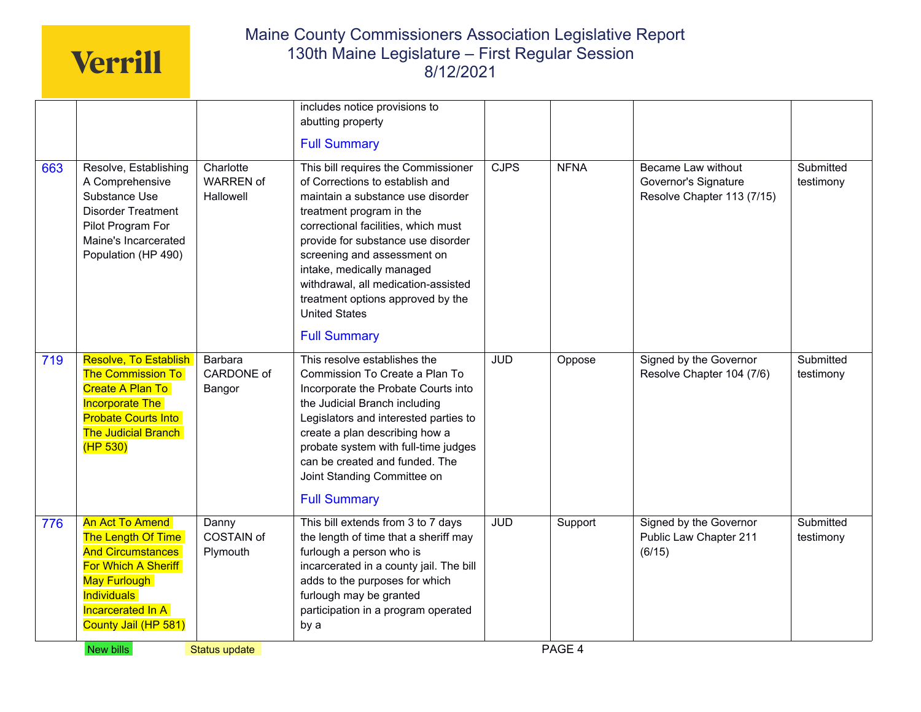| | | | | | | | |
|---|---|---|---|---|---|---|---|
| | | | includes notice provisions to abutting property<br><br>Full Summary | | | | |
| 663 | Resolve, Establishing A Comprehensive Substance Use Disorder Treatment Pilot Program For Maine's Incarcerated Population (HP 490) | Charlotte WARREN of Hallowell | This bill requires the Commissioner of Corrections to establish and maintain a substance use disorder treatment program in the correctional facilities, which must provide for substance use disorder screening and assessment on intake, medically managed withdrawal, all medication-assisted treatment options approved by the United States<br><br>Full Summary | CJPS | NFNA | Became Law without Governor's Signature Resolve Chapter 113 (7/15) | Submitted testimony |
| 719 | Resolve, To Establish The Commission To Create A Plan To Incorporate The Probate Courts Into The Judicial Branch (HP 530) | Barbara CARDONE of Bangor | This resolve establishes the Commission To Create a Plan To Incorporate the Probate Courts into the Judicial Branch including Legislators and interested parties to create a plan describing how a probate system with full-time judges can be created and funded. The Joint Standing Committee on<br><br>Full Summary | JUD | Oppose | Signed by the Governor Resolve Chapter 104 (7/6) | Submitted testimony |
| 776 | An Act To Amend The Length Of Time And Circumstances For Which A Sheriff May Furlough Individuals Incarcerated In A County Jail (HP 581) | Danny COSTAIN of Plymouth | This bill extends from 3 to 7 days the length of time that a sheriff may furlough a person who is incarcerated in a county jail. The bill adds to the purposes for which furlough may be granted participation in a program operated by a | JUD | Support | Signed by the Governor Public Law Chapter 211 (6/15) | Submitted testimony |

New bills Status update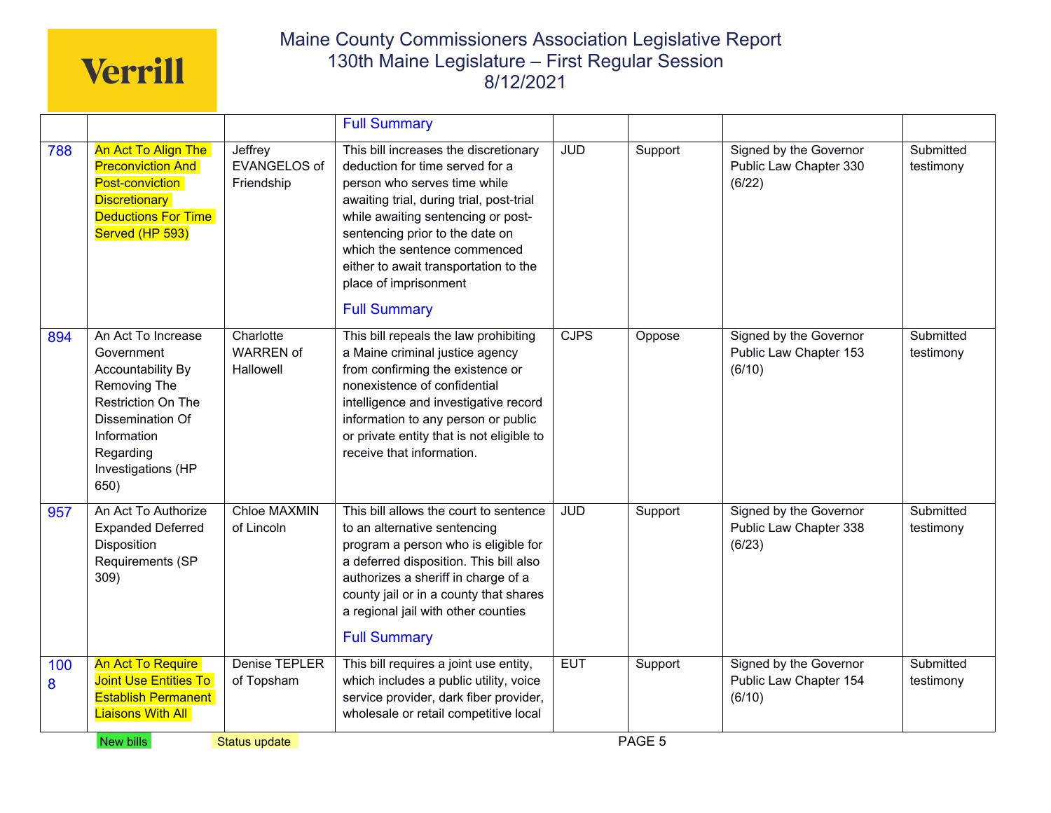| | | | Full Summary | | | | |
|---|---|---|---|---|---|---|---|
| 788 | An Act To Align The Preconviction And Post-conviction Discretionary Deductions For Time Served (HP 593) | Jeffrey EVANGELOS of Friendship | This bill increases the discretionary deduction for time served for a person who serves time while awaiting trial, during trial, post-trial while awaiting sentencing or post-sentencing prior to the date on which the sentence commenced either to await transportation to the place of imprisonment<br><br>Full Summary | JUD | Support | Signed by the Governor Public Law Chapter 330 (6/22) | Submitted testimony |
| 894 | An Act To Increase Government Accountability By Removing The Restriction On The Dissemination Of Information Regarding Investigations (HP 650) | Charlotte WARREN of Hallowell | This bill repeals the law prohibiting a Maine criminal justice agency from confirming the existence or nonexistence of confidential intelligence and investigative record information to any person or public or private entity that is not eligible to receive that information. | CJPS | Oppose | Signed by the Governor Public Law Chapter 153 (6/10) | Submitted testimony |
| 957 | An Act To Authorize Expanded Deferred Disposition Requirements (SP 309) | Chloe MAXMIN of Lincoln | This bill allows the court to sentence to an alternative sentencing program a person who is eligible for a deferred disposition. This bill also authorizes a sheriff in charge of a county jail or in a county that shares a regional jail with other counties<br><br>Full Summary | JUD | Support | Signed by the Governor Public Law Chapter 338 (6/23) | Submitted testimony |
| 1008 | An Act To Require Joint Use Entities To Establish Permanent Liaisons With All | Denise TEPLER of Topsham | This bill requires a joint use entity, which includes a public utility, voice service provider, dark fiber provider, wholesale or retail competitive local | EUT | Support | Signed by the Governor Public Law Chapter 154 (6/10) | Submitted testimony |

New bills | Status update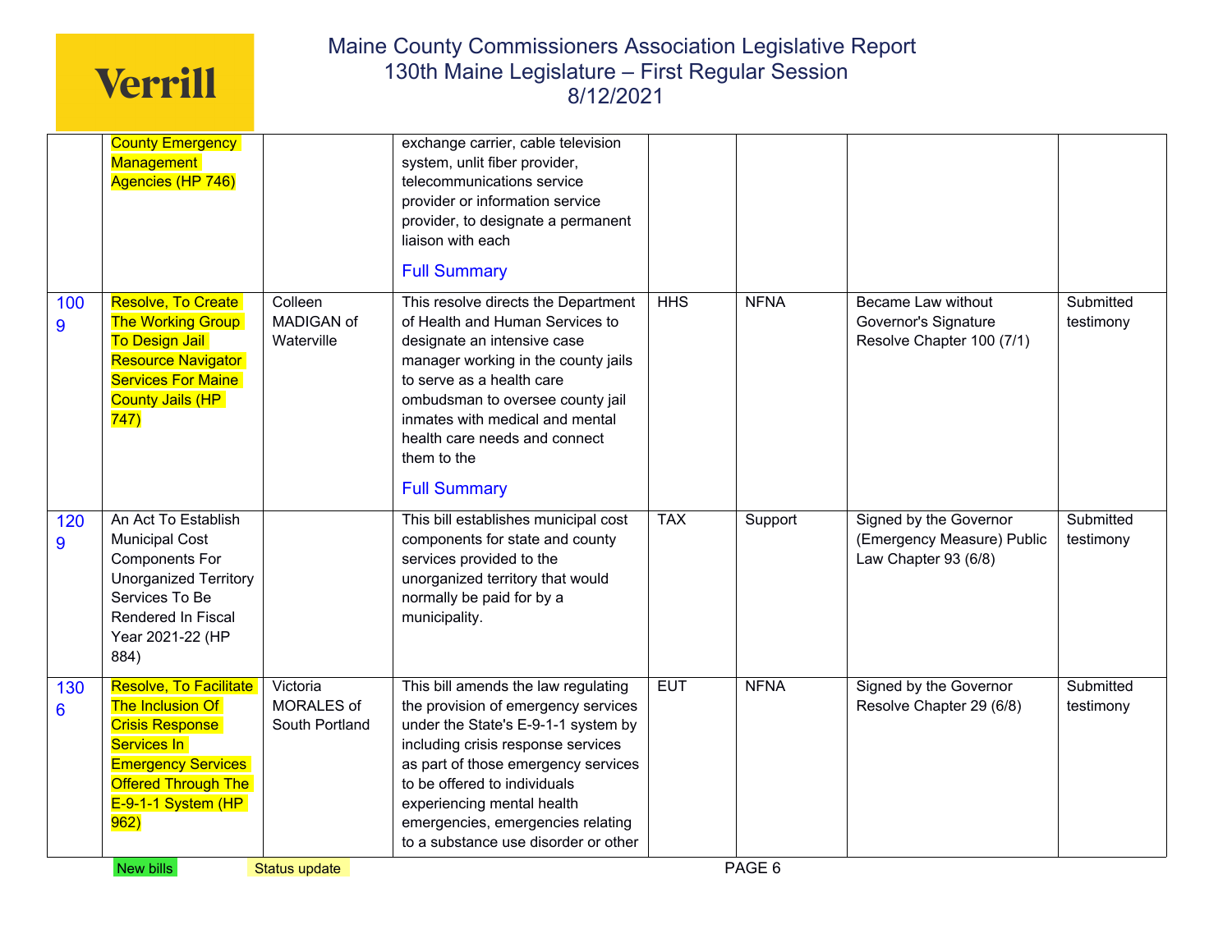| | | | | | | | |
|---|---|---|---|---|---|---|---|
| | County Emergency Management Agencies (HP 746) | | exchange carrier, cable television system, unlit fiber provider, telecommunications service provider or information service provider, to designate a permanent liaison with each<br><br>Full Summary | | | | |
| 1009 | Resolve, To Create The Working Group To Design Jail Resource Navigator Services For Maine County Jails (HP 747) | Colleen MADIGAN of Waterville | This resolve directs the Department of Health and Human Services to designate an intensive case manager working in the county jails to serve as a health care ombudsman to oversee county jail inmates with medical and mental health care needs and connect them to the<br><br>Full Summary | HHS | NFNA | Became Law without Governor's Signature Resolve Chapter 100 (7/1) | Submitted testimony |
| 1209 | An Act To Establish Municipal Cost Components For Unorganized Territory Services To Be Rendered In Fiscal Year 2021-22 (HP 884) | | This bill establishes municipal cost components for state and county services provided to the unorganized territory that would normally be paid for by a municipality. | TAX | Support | Signed by the Governor (Emergency Measure) Public Law Chapter 93 (6/8) | Submitted testimony |
| 1306 | Resolve, To Facilitate The Inclusion Of Crisis Response Services In Emergency Services Offered Through The E-9-1-1 System (HP 962) | Victoria MORALES of South Portland | This bill amends the law regulating the provision of emergency services under the State's E-9-1-1 system by including crisis response services as part of those emergency services to be offered to individuals experiencing mental health emergencies, emergencies relating to a substance use disorder or other | EUT | NFNA | Signed by the Governor Resolve Chapter 29 (6/8) | Submitted testimony |

New bills &nbsp;&nbsp;&nbsp; Status update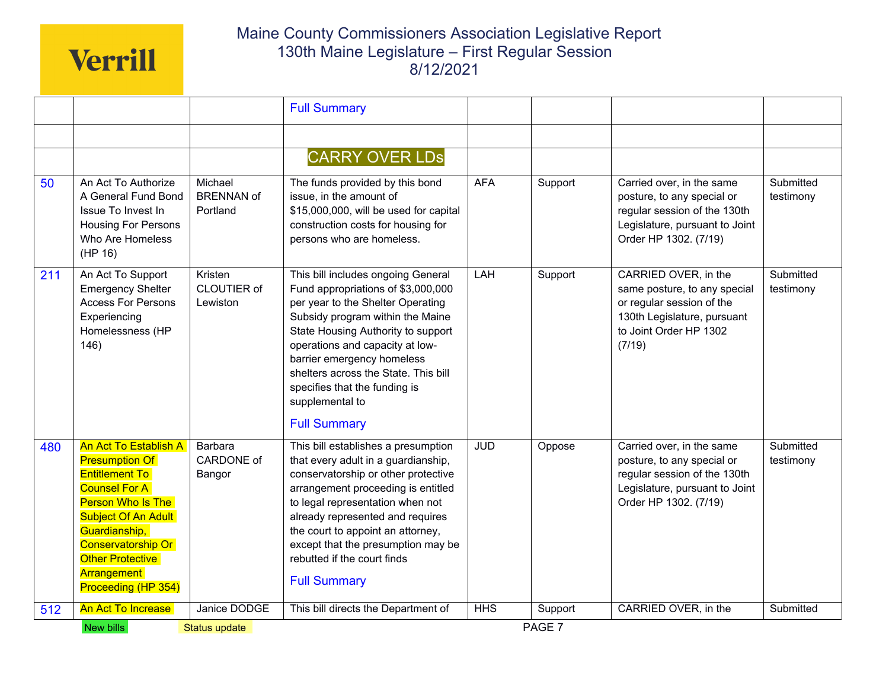| | | | | | | | |
|---|---|---|---|---|---|---|---|
| | | | Full Summary | | | | |
| | | | | | | | |
| | | | CARRY OVER LDs | | | | |
| 50 | An Act To Authorize A General Fund Bond Issue To Invest In Housing For Persons Who Are Homeless (HP 16) | Michael BRENNAN of Portland | The funds provided by this bond issue, in the amount of $15,000,000, will be used for capital construction costs for housing for persons who are homeless. | AFA | Support | Carried over, in the same posture, to any special or regular session of the 130th Legislature, pursuant to Joint Order HP 1302. (7/19) | Submitted testimony |
| 211 | An Act To Support Emergency Shelter Access For Persons Experiencing Homelessness (HP 146) | Kristen CLOUTIER of Lewiston | This bill includes ongoing General Fund appropriations of $3,000,000 per year to the Shelter Operating Subsidy program within the Maine State Housing Authority to support operations and capacity at low-barrier emergency homeless shelters across the State. This bill specifies that the funding is supplemental to<br><br>Full Summary | LAH | Support | CARRIED OVER, in the same posture, to any special or regular session of the 130th Legislature, pursuant to Joint Order HP 1302 (7/19) | Submitted testimony |
| 480 | An Act To Establish A Presumption Of Entitlement To Counsel For A Person Who Is The Subject Of An Adult Guardianship, Conservatorship Or Other Protective Arrangement Proceeding (HP 354) | Barbara CARDONE of Bangor | This bill establishes a presumption that every adult in a guardianship, conservatorship or other protective arrangement proceeding is entitled to legal representation when not already represented and requires the court to appoint an attorney, except that the presumption may be rebutted if the court finds<br><br>Full Summary | JUD | Oppose | Carried over, in the same posture, to any special or regular session of the 130th Legislature, pursuant to Joint Order HP 1302. (7/19) | Submitted testimony |
| 512 | An Act To Increase | Janice DODGE | This bill directs the Department of | HHS | Support | CARRIED OVER, in the | Submitted |

New bills | Status update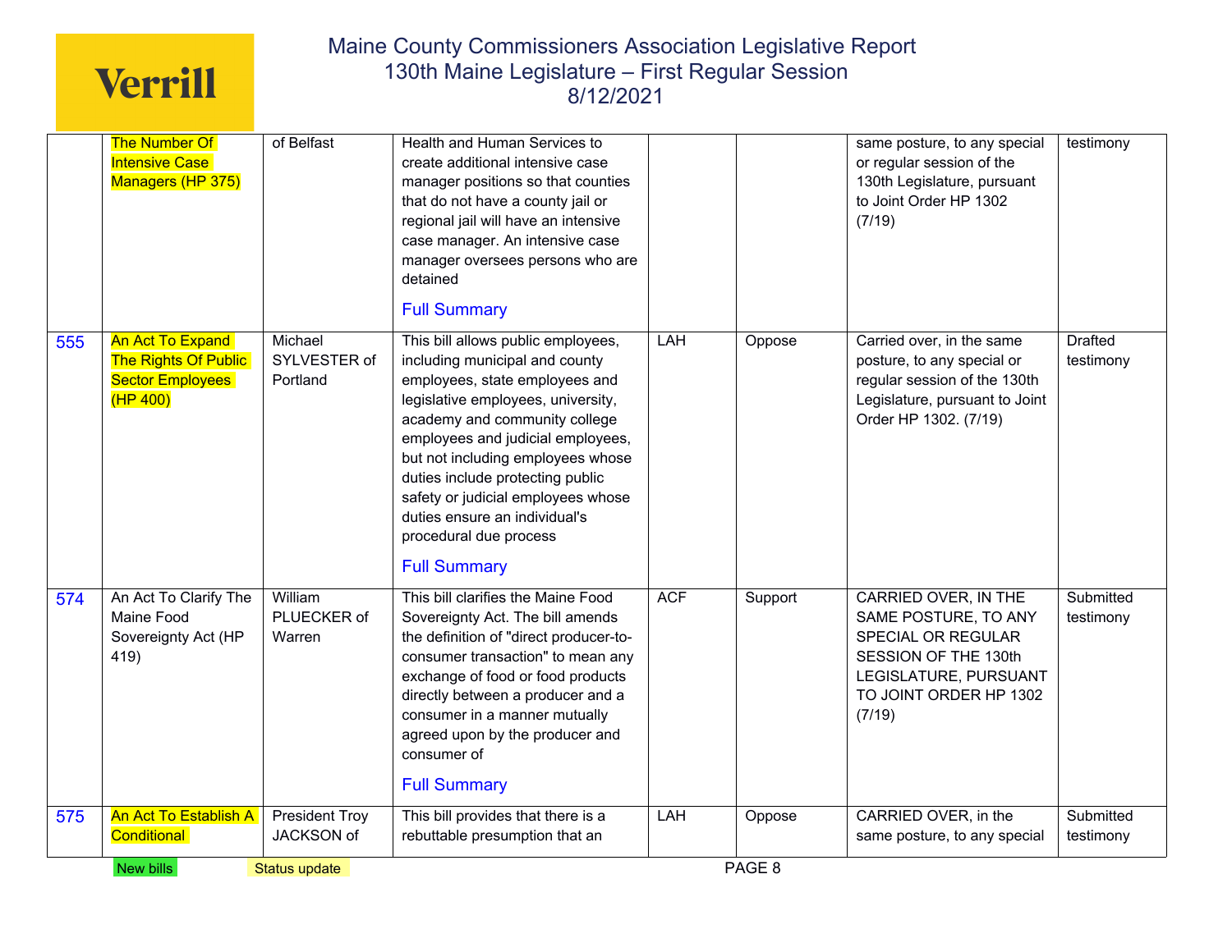| | The Number Of Intensive Case Managers (HP 375) | of Belfast | Health and Human Services to create additional intensive case manager positions so that counties that do not have a county jail or regional jail will have an intensive case manager. An intensive case manager oversees persons who are detained<br><br>Full Summary | | | same posture, to any special or regular session of the 130th Legislature, pursuant to Joint Order HP 1302 (7/19) | testimony |
|---|---|---|---|---|---|---|---|
| 555 | An Act To Expand The Rights Of Public Sector Employees (HP 400) | Michael SYLVESTER of Portland | This bill allows public employees, including municipal and county employees, state employees and legislative employees, university, academy and community college employees and judicial employees, but not including employees whose duties include protecting public safety or judicial employees whose duties ensure an individual's procedural due process<br><br>Full Summary | LAH | Oppose | Carried over, in the same posture, to any special or regular session of the 130th Legislature, pursuant to Joint Order HP 1302. (7/19) | Drafted testimony |
| 574 | An Act To Clarify The Maine Food Sovereignty Act (HP 419) | William PLUECKER of Warren | This bill clarifies the Maine Food Sovereignty Act. The bill amends the definition of "direct producer-to-consumer transaction" to mean any exchange of food or food products directly between a producer and a consumer in a manner mutually agreed upon by the producer and consumer of<br><br>Full Summary | ACF | Support | CARRIED OVER, IN THE SAME POSTURE, TO ANY SPECIAL OR REGULAR SESSION OF THE 130th LEGISLATURE, PURSUANT TO JOINT ORDER HP 1302 (7/19) | Submitted testimony |
| 575 | An Act To Establish A Conditional | President Troy JACKSON of | This bill provides that there is a rebuttable presumption that an | LAH | Oppose | CARRIED OVER, in the same posture, to any special | Submitted testimony |

New bills | Status update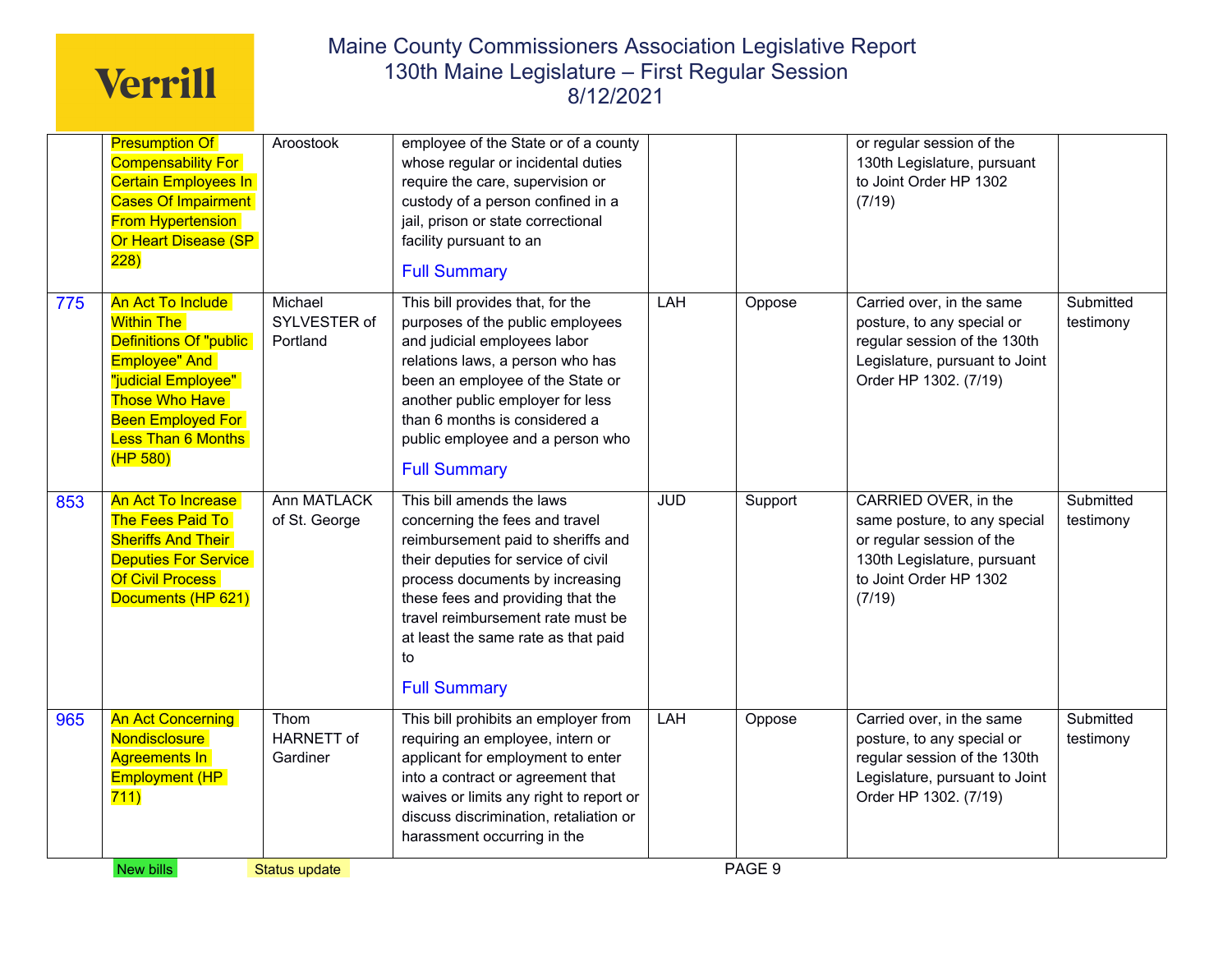# Maine County Commissioners Association Legislative Report
## 130th Maine Legislature – First Regular Session
### 8/12/2021

| | | | | | | | |
|---|---|---|---|---|---|---|---|
| | Presumption Of Compensability For Certain Employees In Cases Of Impairment From Hypertension Or Heart Disease (SP 228) | Aroostook | employee of the State or of a county whose regular or incidental duties require the care, supervision or custody of a person confined in a jail, prison or state correctional facility pursuant to an<br><br>Full Summary | | | or regular session of the 130th Legislature, pursuant to Joint Order HP 1302 (7/19) | |
| 775 | An Act To Include Within The Definitions Of "public Employee" And "judicial Employee" Those Who Have Been Employed For Less Than 6 Months (HP 580) | Michael SYLVESTER of Portland | This bill provides that, for the purposes of the public employees and judicial employees labor relations laws, a person who has been an employee of the State or another public employer for less than 6 months is considered a public employee and a person who<br><br>Full Summary | LAH | Oppose | Carried over, in the same posture, to any special or regular session of the 130th Legislature, pursuant to Joint Order HP 1302. (7/19) | Submitted testimony |
| 853 | An Act To Increase The Fees Paid To Sheriffs And Their Deputies For Service Of Civil Process Documents (HP 621) | Ann MATLACK of St. George | This bill amends the laws concerning the fees and travel reimbursement paid to sheriffs and their deputies for service of civil process documents by increasing these fees and providing that the travel reimbursement rate must be at least the same rate as that paid to<br><br>Full Summary | JUD | Support | CARRIED OVER, in the same posture, to any special or regular session of the 130th Legislature, pursuant to Joint Order HP 1302 (7/19) | Submitted testimony |
| 965 | An Act Concerning Nondisclosure Agreements In Employment (HP 711) | Thom HARNETT of Gardiner | This bill prohibits an employer from requiring an employee, intern or applicant for employment to enter into a contract or agreement that waives or limits any right to report or discuss discrimination, retaliation or harassment occurring in the | LAH | Oppose | Carried over, in the same posture, to any special or regular session of the 130th Legislature, pursuant to Joint Order HP 1302. (7/19) | Submitted testimony |

New bills | Status update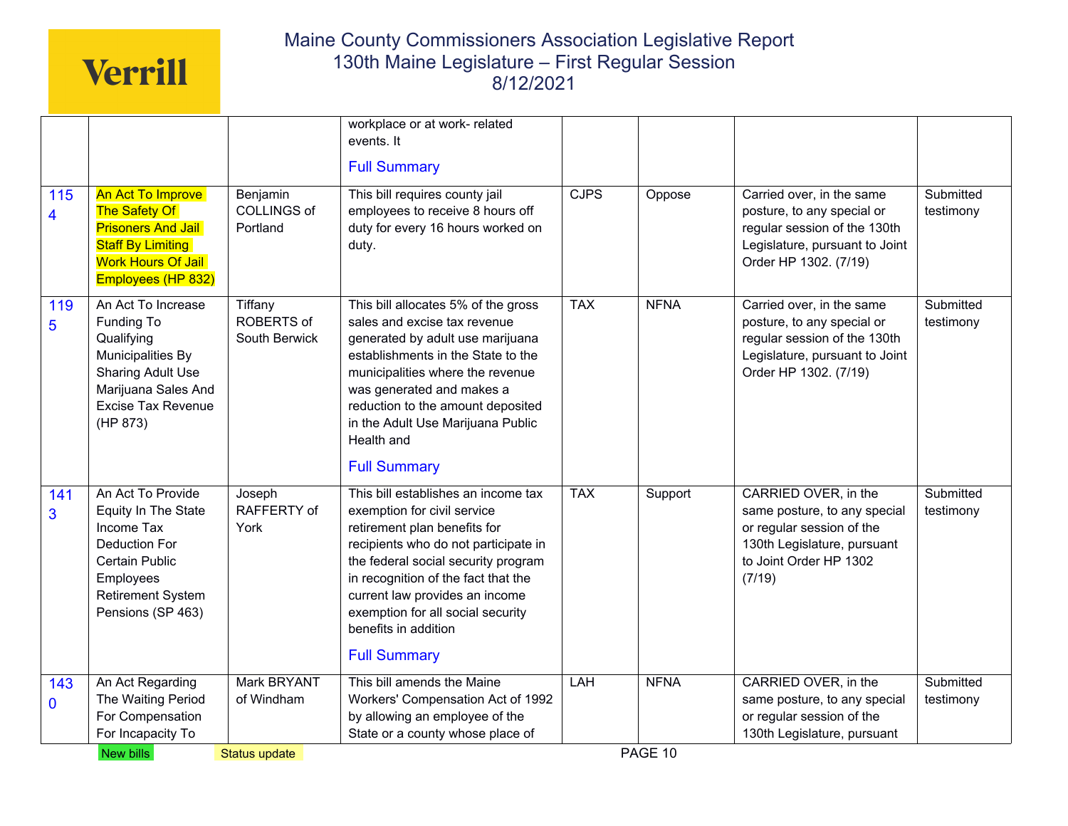| | | | workplace or at work- related events. It<br><br>Full Summary | | | | |
|---|---|---|---|---|---|---|---|
| 1154 | An Act To Improve The Safety Of Prisoners And Jail Staff By Limiting Work Hours Of Jail Employees (HP 832) | Benjamin COLLINGS of Portland | This bill requires county jail employees to receive 8 hours off duty for every 16 hours worked on duty. | CJPS | Oppose | Carried over, in the same posture, to any special or regular session of the 130th Legislature, pursuant to Joint Order HP 1302. (7/19) | Submitted testimony |
| 1195 | An Act To Increase Funding To Qualifying Municipalities By Sharing Adult Use Marijuana Sales And Excise Tax Revenue (HP 873) | Tiffany ROBERTS of South Berwick | This bill allocates 5% of the gross sales and excise tax revenue generated by adult use marijuana establishments in the State to the municipalities where the revenue was generated and makes a reduction to the amount deposited in the Adult Use Marijuana Public Health and<br><br>Full Summary | TAX | NFNA | Carried over, in the same posture, to any special or regular session of the 130th Legislature, pursuant to Joint Order HP 1302. (7/19) | Submitted testimony |
| 1413 | An Act To Provide Equity In The State Income Tax Deduction For Certain Public Employees Retirement System Pensions (SP 463) | Joseph RAFFERTY of York | This bill establishes an income tax exemption for civil service retirement plan benefits for recipients who do not participate in the federal social security program in recognition of the fact that the current law provides an income exemption for all social security benefits in addition<br><br>Full Summary | TAX | Support | CARRIED OVER, in the same posture, to any special or regular session of the 130th Legislature, pursuant to Joint Order HP 1302 (7/19) | Submitted testimony |
| 1430 | An Act Regarding The Waiting Period For Compensation For Incapacity To | Mark BRYANT of Windham | This bill amends the Maine Workers' Compensation Act of 1992 by allowing an employee of the State or a county whose place of | LAH | NFNA | CARRIED OVER, in the same posture, to any special or regular session of the 130th Legislature, pursuant | Submitted testimony |

New bills | Status update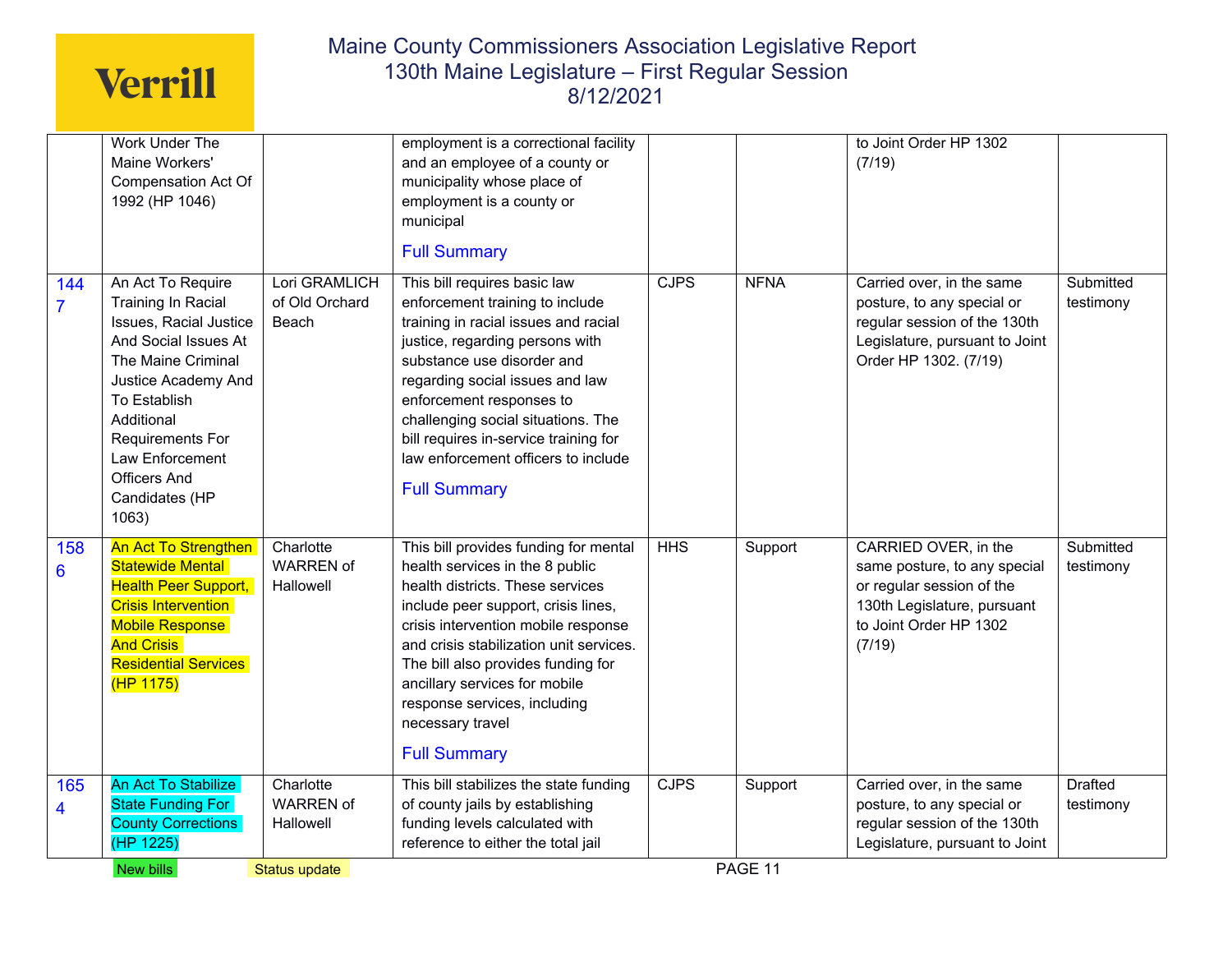| | Work Under The Maine Workers' Compensation Act Of 1992 (HP 1046) | | employment is a correctional facility and an employee of a county or municipality whose place of employment is a county or municipal<br><br>Full Summary | | | to Joint Order HP 1302 (7/19) | |
|---|---|---|---|---|---|---|---|
| 1447 | An Act To Require Training In Racial Issues, Racial Justice And Social Issues At The Maine Criminal Justice Academy And To Establish Additional Requirements For Law Enforcement Officers And Candidates (HP 1063) | Lori GRAMLICH of Old Orchard Beach | This bill requires basic law enforcement training to include training in racial issues and racial justice, regarding persons with substance use disorder and regarding social issues and law enforcement responses to challenging social situations. The bill requires in-service training for law enforcement officers to include<br><br>Full Summary | CJPS | NFNA | Carried over, in the same posture, to any special or regular session of the 130th Legislature, pursuant to Joint Order HP 1302. (7/19) | Submitted testimony |
| 1586 | An Act To Strengthen Statewide Mental Health Peer Support, Crisis Intervention Mobile Response And Crisis Residential Services (HP 1175) | Charlotte WARREN of Hallowell | This bill provides funding for mental health services in the 8 public health districts. These services include peer support, crisis lines, crisis intervention mobile response and crisis stabilization unit services. The bill also provides funding for ancillary services for mobile response services, including necessary travel<br><br>Full Summary | HHS | Support | CARRIED OVER, in the same posture, to any special or regular session of the 130th Legislature, pursuant to Joint Order HP 1302 (7/19) | Submitted testimony |
| 1654 | An Act To Stabilize State Funding For County Corrections (HP 1225) | Charlotte WARREN of Hallowell | This bill stabilizes the state funding of county jails by establishing funding levels calculated with reference to either the total jail | CJPS | Support | Carried over, in the same posture, to any special or regular session of the 130th Legislature, pursuant to Joint | Drafted testimony |

New bills | Status update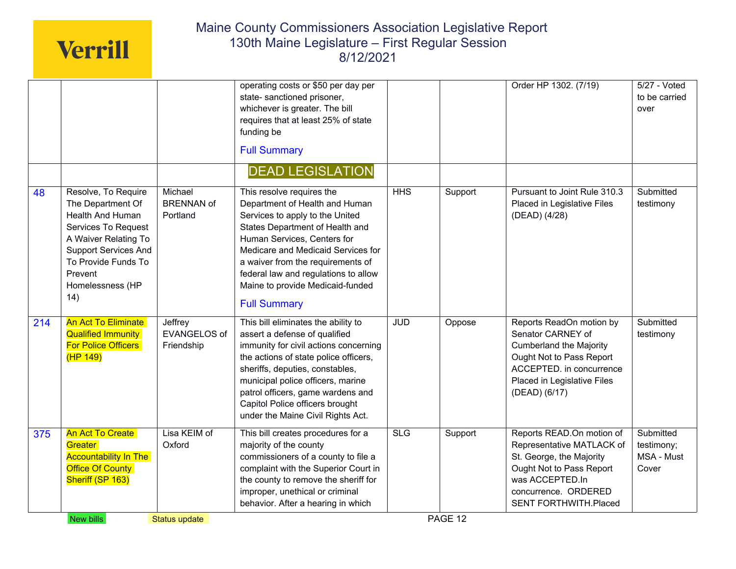| | | | | | | | |
|---|---|---|---|---|---|---|---|
| | | | operating costs or $50 per day per state- sanctioned prisoner, whichever is greater. The bill requires that at least 25% of state funding be<br><br>Full Summary | | | Order HP 1302. (7/19) | 5/27 - Voted to be carried over |
| | | | DEAD LEGISLATION | | | | |
| 48 | Resolve, To Require The Department Of Health And Human Services To Request A Waiver Relating To Support Services And To Provide Funds To Prevent Homelessness (HP 14) | Michael BRENNAN of Portland | This resolve requires the Department of Health and Human Services to apply to the United States Department of Health and Human Services, Centers for Medicare and Medicaid Services for a waiver from the requirements of federal law and regulations to allow Maine to provide Medicaid-funded<br><br>Full Summary | HHS | Support | Pursuant to Joint Rule 310.3 Placed in Legislative Files (DEAD) (4/28) | Submitted testimony |
| 214 | An Act To Eliminate Qualified Immunity For Police Officers (HP 149) | Jeffrey EVANGELOS of Friendship | This bill eliminates the ability to assert a defense of qualified immunity for civil actions concerning the actions of state police officers, sheriffs, deputies, constables, municipal police officers, marine patrol officers, game wardens and Capitol Police officers brought under the Maine Civil Rights Act. | JUD | Oppose | Reports ReadOn motion by Senator CARNEY of Cumberland the Majority Ought Not to Pass Report ACCEPTED. in concurrence Placed in Legislative Files (DEAD) (6/17) | Submitted testimony |
| 375 | An Act To Create Greater Accountability In The Office Of County Sheriff (SP 163) | Lisa KEIM of Oxford | This bill creates procedures for a majority of the county commissioners of a county to file a complaint with the Superior Court in the county to remove the sheriff for improper, unethical or criminal behavior. After a hearing in which | SLG | Support | Reports READ.On motion of Representative MATLACK of St. George, the Majority Ought Not to Pass Report was ACCEPTED.In concurrence. ORDERED SENT FORTHWITH.Placed | Submitted testimony; MSA - Must Cover |

New bills    Status update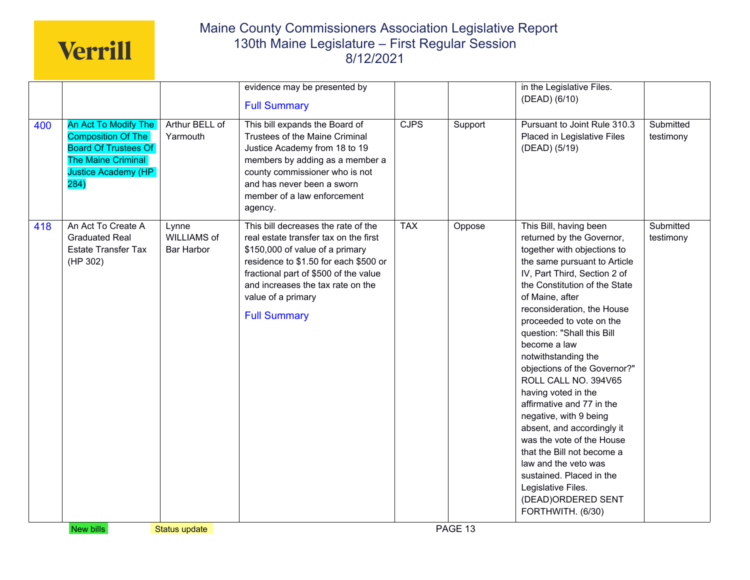| | | | | | | | |
|---|---|---|---|---|---|---|---|
| | | | evidence may be presented by<br><br>Full Summary | | | in the Legislative Files. (DEAD) (6/10) | |
| 400 | An Act To Modify The Composition Of The Board Of Trustees Of The Maine Criminal Justice Academy (HP 284) | Arthur BELL of Yarmouth | This bill expands the Board of Trustees of the Maine Criminal Justice Academy from 18 to 19 members by adding as a member a county commissioner who is not and has never been a sworn member of a law enforcement agency. | CJPS | Support | Pursuant to Joint Rule 310.3 Placed in Legislative Files (DEAD) (5/19) | Submitted testimony |
| 418 | An Act To Create A Graduated Real Estate Transfer Tax (HP 302) | Lynne WILLIAMS of Bar Harbor | This bill decreases the rate of the real estate transfer tax on the first $150,000 of value of a primary residence to $1.50 for each $500 or fractional part of $500 of the value and increases the tax rate on the value of a primary<br><br>Full Summary | TAX | Oppose | This Bill, having been returned by the Governor, together with objections to the same pursuant to Article IV, Part Third, Section 2 of the Constitution of the State of Maine, after reconsideration, the House proceeded to vote on the question: "Shall this Bill become a law notwithstanding the objections of the Governor?" ROLL CALL NO. 394V65 having voted in the affirmative and 77 in the negative, with 9 being absent, and accordingly it was the vote of the House that the Bill not become a law and the veto was sustained. Placed in the Legislative Files. (DEAD)ORDERED SENT FORTHWITH. (6/30) | Submitted testimony |

New bills     Status update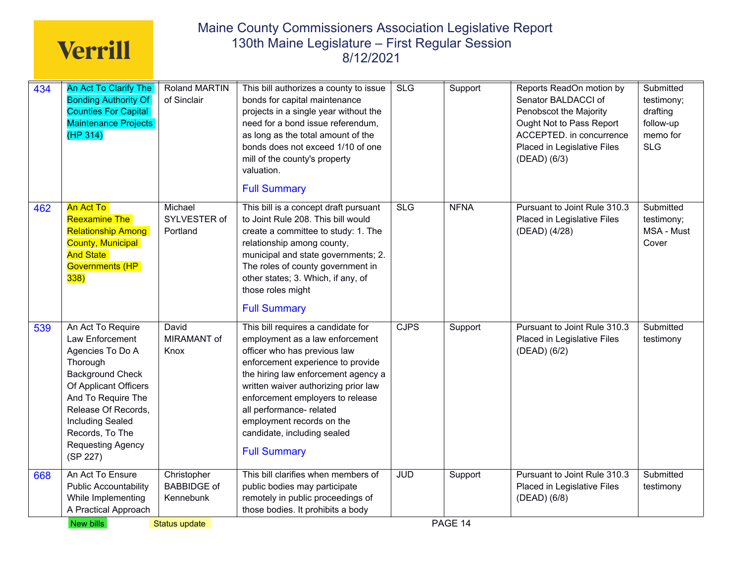| 434 | An Act To Clarify The Bonding Authority Of Counties For Capital Maintenance Projects (HP 314) | Roland MARTIN of Sinclair | This bill authorizes a county to issue bonds for capital maintenance projects in a single year without the need for a bond issue referendum, as long as the total amount of the bonds does not exceed 1/10 of one mill of the county's property valuation. Full Summary | SLG | Support | Reports ReadOn motion by Senator BALDACCI of Penobscot the Majority Ought Not to Pass Report ACCEPTED. in concurrence Placed in Legislative Files (DEAD) (6/3) | Submitted testimony; drafting follow-up memo for SLG |
|---|---|---|---|---|---|---|---|
| 462 | An Act To Reexamine The Relationship Among County, Municipal And State Governments (HP 338) | Michael SYLVESTER of Portland | This bill is a concept draft pursuant to Joint Rule 208. This bill would create a committee to study: 1. The relationship among county, municipal and state governments; 2. The roles of county government in other states; 3. Which, if any, of those roles might Full Summary | SLG | NFNA | Pursuant to Joint Rule 310.3 Placed in Legislative Files (DEAD) (4/28) | Submitted testimony; MSA - Must Cover |
| 539 | An Act To Require Law Enforcement Agencies To Do A Thorough Background Check Of Applicant Officers And To Require The Release Of Records, Including Sealed Records, To The Requesting Agency (SP 227) | David MIRAMANT of Knox | This bill requires a candidate for employment as a law enforcement officer who has previous law enforcement experience to provide the hiring law enforcement agency a written waiver authorizing prior law enforcement employers to release all performance- related employment records on the candidate, including sealed Full Summary | CJPS | Support | Pursuant to Joint Rule 310.3 Placed in Legislative Files (DEAD) (6/2) | Submitted testimony |
| 668 | An Act To Ensure Public Accountability While Implementing A Practical Approach | Christopher BABBIDGE of Kennebunk | This bill clarifies when members of public bodies may participate remotely in public proceedings of those bodies. It prohibits a body | JUD | Support | Pursuant to Joint Rule 310.3 Placed in Legislative Files (DEAD) (6/8) | Submitted testimony |

New bills | Status update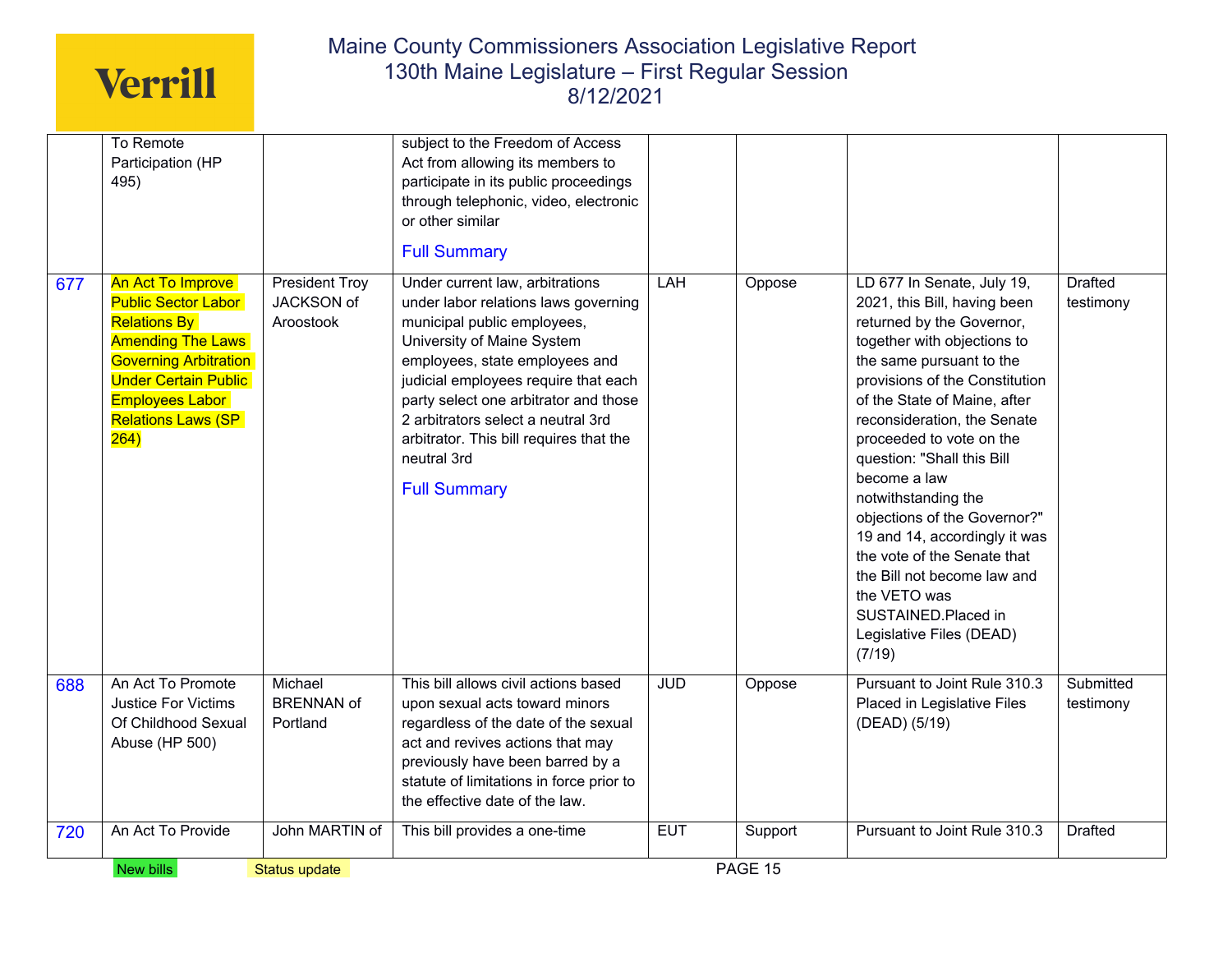| | | | | | | | |
|---|---|---|---|---|---|---|---|
| | To Remote Participation (HP 495) | | subject to the Freedom of Access Act from allowing its members to participate in its public proceedings through telephonic, video, electronic or other similar Full Summary | | | | |
| 677 | An Act To Improve Public Sector Labor Relations By Amending The Laws Governing Arbitration Under Certain Public Employees Labor Relations Laws (SP 264) | President Troy JACKSON of Aroostook | Under current law, arbitrations under labor relations laws governing municipal public employees, University of Maine System employees, state employees and judicial employees require that each party select one arbitrator and those 2 arbitrators select a neutral 3rd arbitrator. This bill requires that the neutral 3rd Full Summary | LAH | Oppose | LD 677 In Senate, July 19, 2021, this Bill, having been returned by the Governor, together with objections to the same pursuant to the provisions of the Constitution of the State of Maine, after reconsideration, the Senate proceeded to vote on the question: "Shall this Bill become a law notwithstanding the objections of the Governor?" 19 and 14, accordingly it was the vote of the Senate that the Bill not become law and the VETO was SUSTAINED.Placed in Legislative Files (DEAD) (7/19) | Drafted testimony |
| 688 | An Act To Promote Justice For Victims Of Childhood Sexual Abuse (HP 500) | Michael BRENNAN of Portland | This bill allows civil actions based upon sexual acts toward minors regardless of the date of the sexual act and revives actions that may previously have been barred by a statute of limitations in force prior to the effective date of the law. | JUD | Oppose | Pursuant to Joint Rule 310.3 Placed in Legislative Files (DEAD) (5/19) | Submitted testimony |
| 720 | An Act To Provide | John MARTIN of | This bill provides a one-time | EUT | Support | Pursuant to Joint Rule 310.3 | Drafted |

New bills    Status update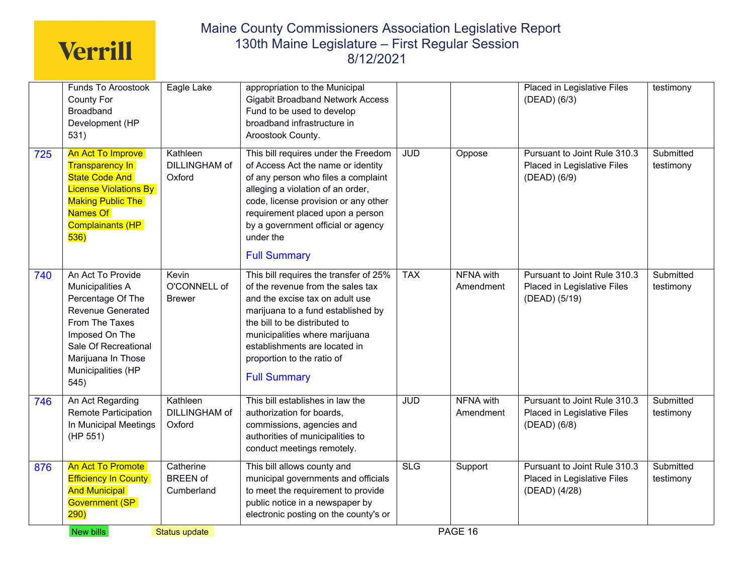| | | | | | | | |
|---|---|---|---|---|---|---|---|
| | Funds To Aroostook County For Broadband Development (HP 531) | Eagle Lake | appropriation to the Municipal Gigabit Broadband Network Access Fund to be used to develop broadband infrastructure in Aroostook County. | | | Placed in Legislative Files (DEAD) (6/3) | testimony |
| 725 | An Act To Improve Transparency In State Code And License Violations By Making Public The Names Of Complainants (HP 536) | Kathleen DILLINGHAM of Oxford | This bill requires under the Freedom of Access Act the name or identity of any person who files a complaint alleging a violation of an order, code, license provision or any other requirement placed upon a person by a government official or agency under the<br><br>Full Summary | JUD | Oppose | Pursuant to Joint Rule 310.3 Placed in Legislative Files (DEAD) (6/9) | Submitted testimony |
| 740 | An Act To Provide Municipalities A Percentage Of The Revenue Generated From The Taxes Imposed On The Sale Of Recreational Marijuana In Those Municipalities (HP 545) | Kevin O'CONNELL of Brewer | This bill requires the transfer of 25% of the revenue from the sales tax and the excise tax on adult use marijuana to a fund established by the bill to be distributed to municipalities where marijuana establishments are located in proportion to the ratio of<br><br>Full Summary | TAX | NFNA with Amendment | Pursuant to Joint Rule 310.3 Placed in Legislative Files (DEAD) (5/19) | Submitted testimony |
| 746 | An Act Regarding Remote Participation In Municipal Meetings (HP 551) | Kathleen DILLINGHAM of Oxford | This bill establishes in law the authorization for boards, commissions, agencies and authorities of municipalities to conduct meetings remotely. | JUD | NFNA with Amendment | Pursuant to Joint Rule 310.3 Placed in Legislative Files (DEAD) (6/8) | Submitted testimony |
| 876 | An Act To Promote Efficiency In County And Municipal Government (SP 290) | Catherine BREEN of Cumberland | This bill allows county and municipal governments and officials to meet the requirement to provide public notice in a newspaper by electronic posting on the county's or | SLG | Support | Pursuant to Joint Rule 310.3 Placed in Legislative Files (DEAD) (4/28) | Submitted testimony |

New bills | Status update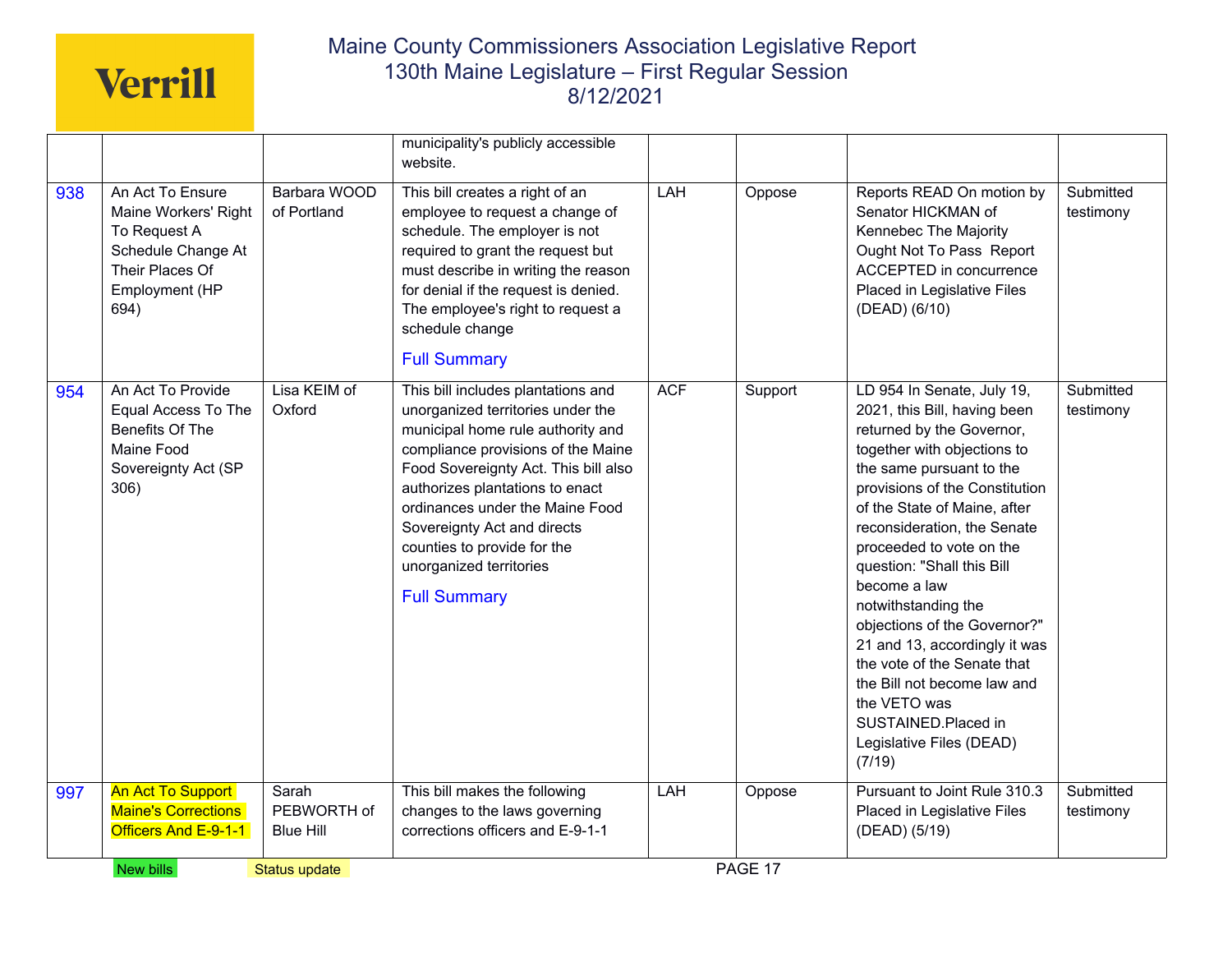| | | | | | | | |
|---|---|---|---|---|---|---|---|
| | | | municipality's publicly accessible website. | | | | |
| 938 | An Act To Ensure Maine Workers' Right To Request A Schedule Change At Their Places Of Employment (HP 694) | Barbara WOOD of Portland | This bill creates a right of an employee to request a change of schedule. The employer is not required to grant the request but must describe in writing the reason for denial if the request is denied. The employee's right to request a schedule change<br><br>Full Summary | LAH | Oppose | Reports READ On motion by Senator HICKMAN of Kennebec The Majority Ought Not To Pass Report ACCEPTED in concurrence Placed in Legislative Files (DEAD) (6/10) | Submitted testimony |
| 954 | An Act To Provide Equal Access To The Benefits Of The Maine Food Sovereignty Act (SP 306) | Lisa KEIM of Oxford | This bill includes plantations and unorganized territories under the municipal home rule authority and compliance provisions of the Maine Food Sovereignty Act. This bill also authorizes plantations to enact ordinances under the Maine Food Sovereignty Act and directs counties to provide for the unorganized territories<br><br>Full Summary | ACF | Support | LD 954 In Senate, July 19, 2021, this Bill, having been returned by the Governor, together with objections to the same pursuant to the provisions of the Constitution of the State of Maine, after reconsideration, the Senate proceeded to vote on the question: "Shall this Bill become a law notwithstanding the objections of the Governor?" 21 and 13, accordingly it was the vote of the Senate that the Bill not become law and the VETO was SUSTAINED.Placed in Legislative Files (DEAD) (7/19) | Submitted testimony |
| 997 | An Act To Support Maine's Corrections Officers And E-9-1-1 | Sarah PEBWORTH of Blue Hill | This bill makes the following changes to the laws governing corrections officers and E-9-1-1 | LAH | Oppose | Pursuant to Joint Rule 310.3 Placed in Legislative Files (DEAD) (5/19) | Submitted testimony |

New bills | Status update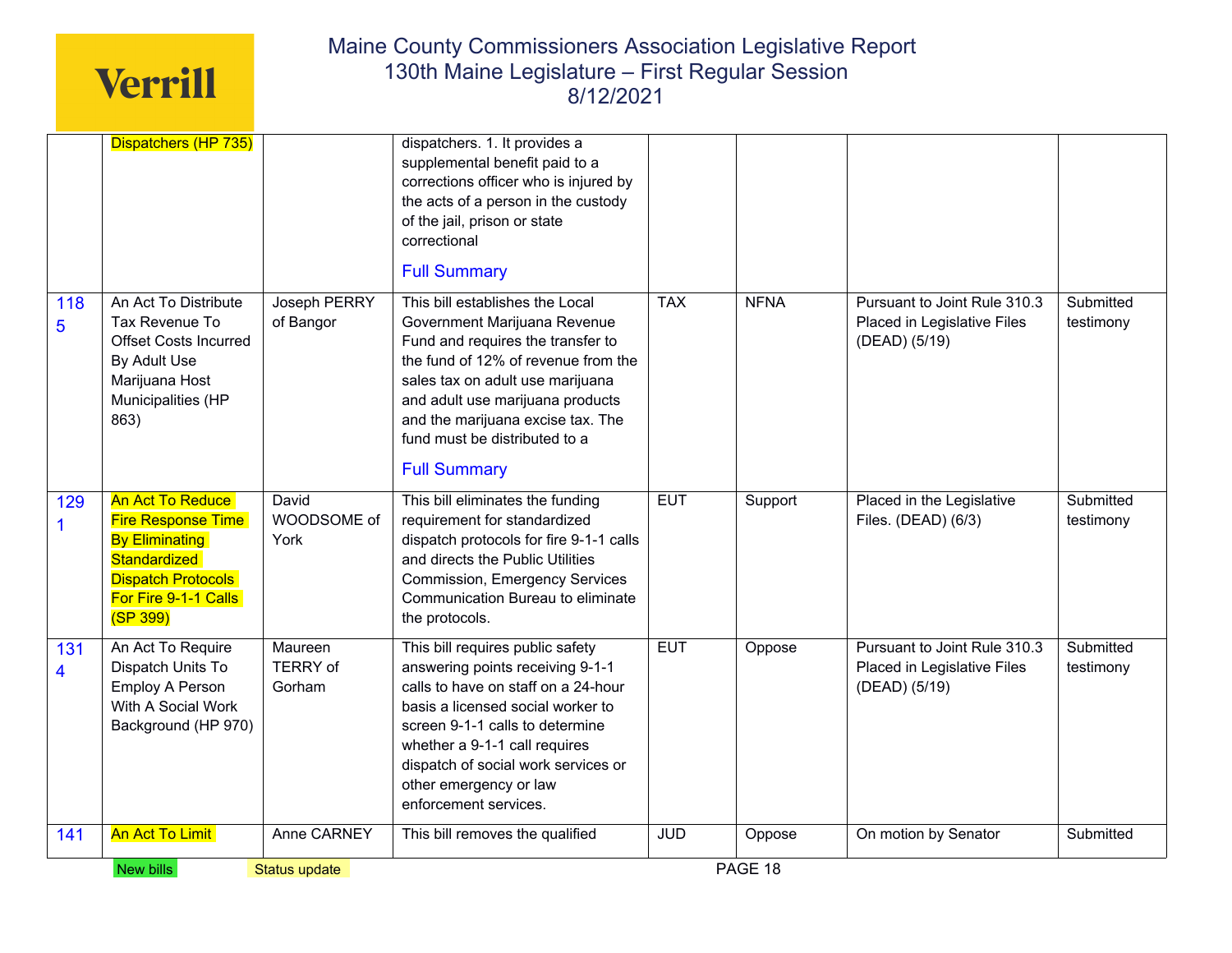| | | | | | | | |
|---|---|---|---|---|---|---|---|
| | Dispatchers (HP 735) | | dispatchers. 1. It provides a supplemental benefit paid to a corrections officer who is injured by the acts of a person in the custody of the jail, prison or state correctional<br><br>Full Summary | | | | |
| 1185 | An Act To Distribute Tax Revenue To Offset Costs Incurred By Adult Use Marijuana Host Municipalities (HP 863) | Joseph PERRY of Bangor | This bill establishes the Local Government Marijuana Revenue Fund and requires the transfer to the fund of 12% of revenue from the sales tax on adult use marijuana and adult use marijuana products and the marijuana excise tax. The fund must be distributed to a<br><br>Full Summary | TAX | NFNA | Pursuant to Joint Rule 310.3 Placed in Legislative Files (DEAD) (5/19) | Submitted testimony |
| 1291 | An Act To Reduce Fire Response Time By Eliminating Standardized Dispatch Protocols For Fire 9-1-1 Calls (SP 399) | David WOODSOME of York | This bill eliminates the funding requirement for standardized dispatch protocols for fire 9-1-1 calls and directs the Public Utilities Commission, Emergency Services Communication Bureau to eliminate the protocols. | EUT | Support | Placed in the Legislative Files. (DEAD) (6/3) | Submitted testimony |
| 1314 | An Act To Require Dispatch Units To Employ A Person With A Social Work Background (HP 970) | Maureen TERRY of Gorham | This bill requires public safety answering points receiving 9-1-1 calls to have on staff on a 24-hour basis a licensed social worker to screen 9-1-1 calls to determine whether a 9-1-1 call requires dispatch of social work services or other emergency or law enforcement services. | EUT | Oppose | Pursuant to Joint Rule 310.3 Placed in Legislative Files (DEAD) (5/19) | Submitted testimony |
| 141 | An Act To Limit | Anne CARNEY | This bill removes the qualified | JUD | Oppose | On motion by Senator | Submitted |

New bills    Status update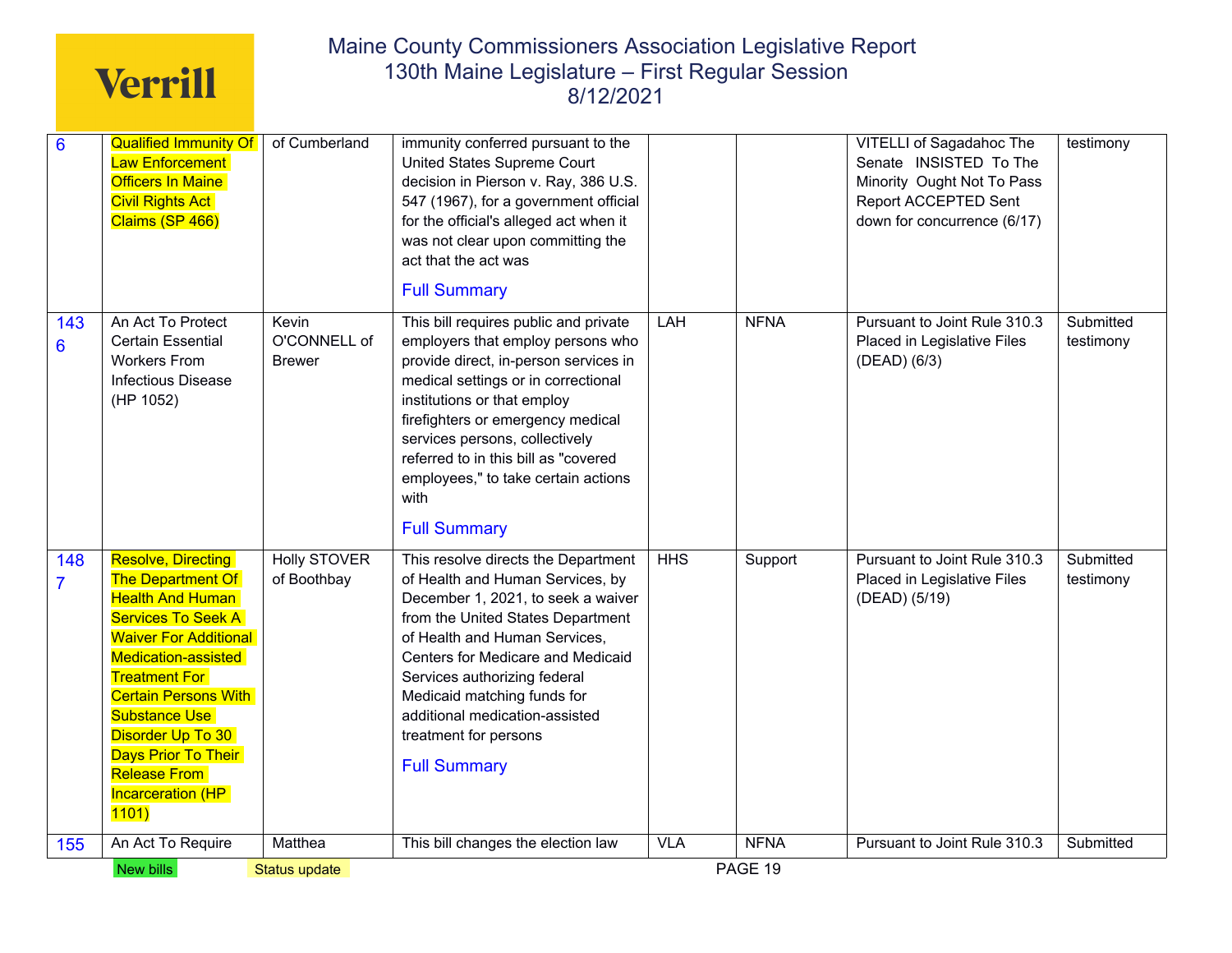| | | | | | | | |
|---|---|---|---|---|---|---|---|
| 6 | Qualified Immunity Of Law Enforcement Officers In Maine Civil Rights Act Claims (SP 466) | of Cumberland | immunity conferred pursuant to the United States Supreme Court decision in Pierson v. Ray, 386 U.S. 547 (1967), for a government official for the official's alleged act when it was not clear upon committing the act that the act was<br><br>Full Summary | | | VITELLI of Sagadahoc The Senate INSISTED To The Minority Ought Not To Pass Report ACCEPTED Sent down for concurrence (6/17) | testimony |
| 1436 | An Act To Protect Certain Essential Workers From Infectious Disease (HP 1052) | Kevin O'CONNELL of Brewer | This bill requires public and private employers that employ persons who provide direct, in-person services in medical settings or in correctional institutions or that employ firefighters or emergency medical services persons, collectively referred to in this bill as "covered employees," to take certain actions with<br><br>Full Summary | LAH | NFNA | Pursuant to Joint Rule 310.3 Placed in Legislative Files (DEAD) (6/3) | Submitted testimony |
| 1487 | Resolve, Directing The Department Of Health And Human Services To Seek A Waiver For Additional Medication-assisted Treatment For Certain Persons With Substance Use Disorder Up To 30 Days Prior To Their Release From Incarceration (HP 1101) | Holly STOVER of Boothbay | This resolve directs the Department of Health and Human Services, by December 1, 2021, to seek a waiver from the United States Department of Health and Human Services, Centers for Medicare and Medicaid Services authorizing federal Medicaid matching funds for additional medication-assisted treatment for persons<br><br>Full Summary | HHS | Support | Pursuant to Joint Rule 310.3 Placed in Legislative Files (DEAD) (5/19) | Submitted testimony |
| 155 | An Act To Require | Matthea | This bill changes the election law | VLA | NFNA | Pursuant to Joint Rule 310.3 | Submitted |

New bills | Status update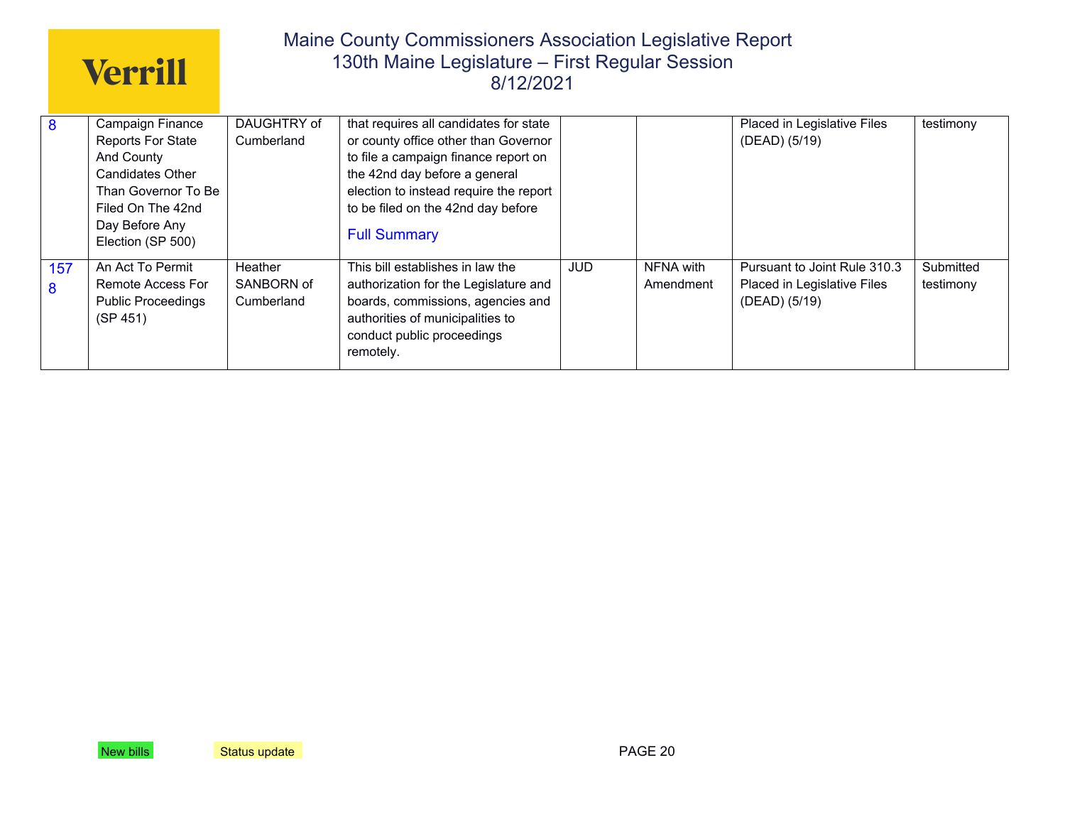| | | | | | | | |
|---|---|---|---|---|---|---|---|
| 8 | Campaign Finance Reports For State And County Candidates Other Than Governor To Be Filed On The 42nd Day Before Any Election (SP 500) | DAUGHTRY of Cumberland | that requires all candidates for state or county office other than Governor to file a campaign finance report on the 42nd day before a general election to instead require the report to be filed on the 42nd day before<br><br>Full Summary | | | Placed in Legislative Files (DEAD) (5/19) | testimony |
| 1578 | An Act To Permit Remote Access For Public Proceedings (SP 451) | Heather SANBORN of Cumberland | This bill establishes in law the authorization for the Legislature and boards, commissions, agencies and authorities of municipalities to conduct public proceedings remotely. | JUD | NFNA with Amendment | Pursuant to Joint Rule 310.3 Placed in Legislative Files (DEAD) (5/19) | Submitted testimony |

New bills

Status update